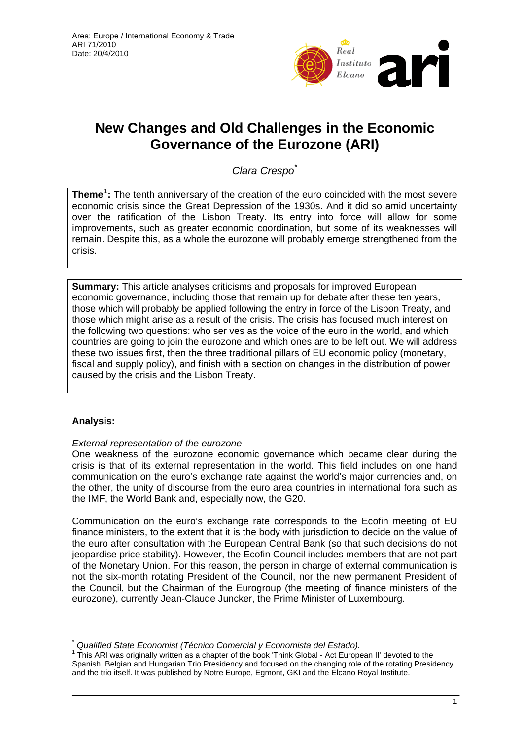Area: Europe / International Economy & Trade
ARI 71/2010
Date: 20/4/2010

# New Changes and Old Challenges in the Economic Governance of the Eurozone (ARI)

*Clara Crespo*[*]

**Theme**[1]**:** The tenth anniversary of the creation of the euro coincided with the most severe economic crisis since the Great Depression of the 1930s. And it did so amid uncertainty over the ratification of the Lisbon Treaty. Its entry into force will allow for some improvements, such as greater economic coordination, but some of its weaknesses will remain. Despite this, as a whole the eurozone will probably emerge strengthened from the crisis.

**Summary:** This article analyses criticisms and proposals for improved European economic governance, including those that remain up for debate after these ten years, those which will probably be applied following the entry in force of the Lisbon Treaty, and those which might arise as a result of the crisis. The crisis has focused much interest on the following two questions: who ser ves as the voice of the euro in the world, and which countries are going to join the eurozone and which ones are to be left out. We will address these two issues first, then the three traditional pillars of EU economic policy (monetary, fiscal and supply policy), and finish with a section on changes in the distribution of power caused by the crisis and the Lisbon Treaty.

## Analysis:

### *External representation of the eurozone*

One weakness of the eurozone economic governance which became clear during the crisis is that of its external representation in the world. This field includes on one hand communication on the euro's exchange rate against the world's major currencies and, on the other, the unity of discourse from the euro area countries in international fora such as the IMF, the World Bank and, especially now, the G20.

Communication on the euro's exchange rate corresponds to the Ecofin meeting of EU finance ministers, to the extent that it is the body with jurisdiction to decide on the value of the euro after consultation with the European Central Bank (so that such decisions do not jeopardise price stability). However, the Ecofin Council includes members that are not part of the Monetary Union. For this reason, the person in charge of external communication is not the six-month rotating President of the Council, nor the new permanent President of the Council, but the Chairman of the Eurogroup (the meeting of finance ministers of the eurozone), currently Jean-Claude Juncker, the Prime Minister of Luxembourg.

---

[*] *Qualified State Economist (Técnico Comercial y Economista del Estado).*

[1] This ARI was originally written as a chapter of the book 'Think Global - Act European II' devoted to the Spanish, Belgian and Hungarian Trio Presidency and focused on the changing role of the rotating Presidency and the trio itself. It was published by Notre Europe, Egmont, GKI and the Elcano Royal Institute.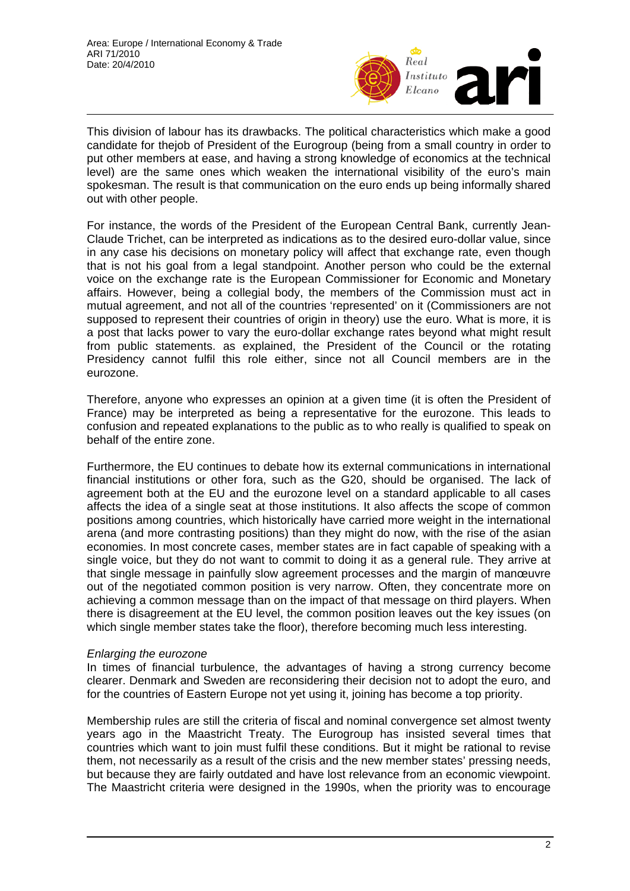This division of labour has its drawbacks. The political characteristics which make a good candidate for thejob of President of the Eurogroup (being from a small country in order to put other members at ease, and having a strong knowledge of economics at the technical level) are the same ones which weaken the international visibility of the euro's main spokesman. The result is that communication on the euro ends up being informally shared out with other people.

For instance, the words of the President of the European Central Bank, currently Jean-Claude Trichet, can be interpreted as indications as to the desired euro-dollar value, since in any case his decisions on monetary policy will affect that exchange rate, even though that is not his goal from a legal standpoint. Another person who could be the external voice on the exchange rate is the European Commissioner for Economic and Monetary affairs. However, being a collegial body, the members of the Commission must act in mutual agreement, and not all of the countries 'represented' on it (Commissioners are not supposed to represent their countries of origin in theory) use the euro. What is more, it is a post that lacks power to vary the euro-dollar exchange rates beyond what might result from public statements. as explained, the President of the Council or the rotating Presidency cannot fulfil this role either, since not all Council members are in the eurozone.

Therefore, anyone who expresses an opinion at a given time (it is often the President of France) may be interpreted as being a representative for the eurozone. This leads to confusion and repeated explanations to the public as to who really is qualified to speak on behalf of the entire zone.

Furthermore, the EU continues to debate how its external communications in international financial institutions or other fora, such as the G20, should be organised. The lack of agreement both at the EU and the eurozone level on a standard applicable to all cases affects the idea of a single seat at those institutions. It also affects the scope of common positions among countries, which historically have carried more weight in the international arena (and more contrasting positions) than they might do now, with the rise of the asian economies. In most concrete cases, member states are in fact capable of speaking with a single voice, but they do not want to commit to doing it as a general rule. They arrive at that single message in painfully slow agreement processes and the margin of manœuvre out of the negotiated common position is very narrow. Often, they concentrate more on achieving a common message than on the impact of that message on third players. When there is disagreement at the EU level, the common position leaves out the key issues (on which single member states take the floor), therefore becoming much less interesting.

*Enlarging the eurozone*

In times of financial turbulence, the advantages of having a strong currency become clearer. Denmark and Sweden are reconsidering their decision not to adopt the euro, and for the countries of Eastern Europe not yet using it, joining has become a top priority.

Membership rules are still the criteria of fiscal and nominal convergence set almost twenty years ago in the Maastricht Treaty. The Eurogroup has insisted several times that countries which want to join must fulfil these conditions. But it might be rational to revise them, not necessarily as a result of the crisis and the new member states' pressing needs, but because they are fairly outdated and have lost relevance from an economic viewpoint. The Maastricht criteria were designed in the 1990s, when the priority was to encourage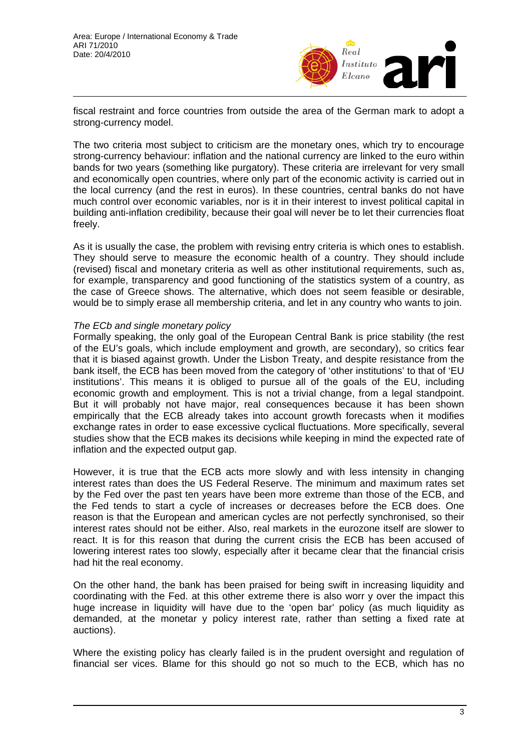fiscal restraint and force countries from outside the area of the German mark to adopt a strong-currency model.

The two criteria most subject to criticism are the monetary ones, which try to encourage strong-currency behaviour: inflation and the national currency are linked to the euro within bands for two years (something like purgatory). These criteria are irrelevant for very small and economically open countries, where only part of the economic activity is carried out in the local currency (and the rest in euros). In these countries, central banks do not have much control over economic variables, nor is it in their interest to invest political capital in building anti-inflation credibility, because their goal will never be to let their currencies float freely.

As it is usually the case, the problem with revising entry criteria is which ones to establish. They should serve to measure the economic health of a country. They should include (revised) fiscal and monetary criteria as well as other institutional requirements, such as, for example, transparency and good functioning of the statistics system of a country, as the case of Greece shows. The alternative, which does not seem feasible or desirable, would be to simply erase all membership criteria, and let in any country who wants to join.

*The ECb and single monetary policy*

Formally speaking, the only goal of the European Central Bank is price stability (the rest of the EU's goals, which include employment and growth, are secondary), so critics fear that it is biased against growth. Under the Lisbon Treaty, and despite resistance from the bank itself, the ECB has been moved from the category of 'other institutions' to that of 'EU institutions'. This means it is obliged to pursue all of the goals of the EU, including economic growth and employment. This is not a trivial change, from a legal standpoint. But it will probably not have major, real consequences because it has been shown empirically that the ECB already takes into account growth forecasts when it modifies exchange rates in order to ease excessive cyclical fluctuations. More specifically, several studies show that the ECB makes its decisions while keeping in mind the expected rate of inflation and the expected output gap.

However, it is true that the ECB acts more slowly and with less intensity in changing interest rates than does the US Federal Reserve. The minimum and maximum rates set by the Fed over the past ten years have been more extreme than those of the ECB, and the Fed tends to start a cycle of increases or decreases before the ECB does. One reason is that the European and american cycles are not perfectly synchronised, so their interest rates should not be either. Also, real markets in the eurozone itself are slower to react. It is for this reason that during the current crisis the ECB has been accused of lowering interest rates too slowly, especially after it became clear that the financial crisis had hit the real economy.

On the other hand, the bank has been praised for being swift in increasing liquidity and coordinating with the Fed. at this other extreme there is also worr y over the impact this huge increase in liquidity will have due to the 'open bar' policy (as much liquidity as demanded, at the monetar y policy interest rate, rather than setting a fixed rate at auctions).

Where the existing policy has clearly failed is in the prudent oversight and regulation of financial ser vices. Blame for this should go not so much to the ECB, which has no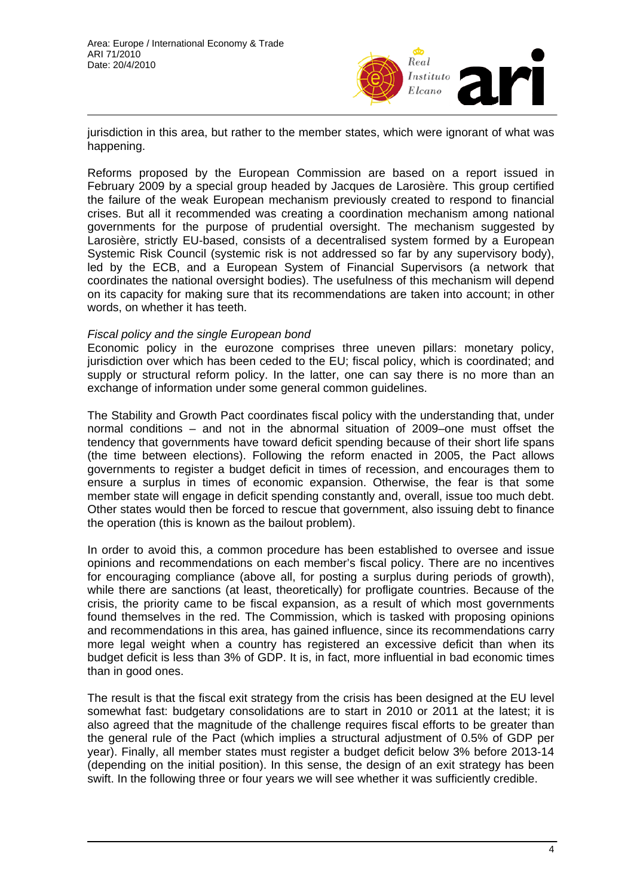jurisdiction in this area, but rather to the member states, which were ignorant of what was happening.

Reforms proposed by the European Commission are based on a report issued in February 2009 by a special group headed by Jacques de Larosière. This group certified the failure of the weak European mechanism previously created to respond to financial crises. But all it recommended was creating a coordination mechanism among national governments for the purpose of prudential oversight. The mechanism suggested by Larosière, strictly EU-based, consists of a decentralised system formed by a European Systemic Risk Council (systemic risk is not addressed so far by any supervisory body), led by the ECB, and a European System of Financial Supervisors (a network that coordinates the national oversight bodies). The usefulness of this mechanism will depend on its capacity for making sure that its recommendations are taken into account; in other words, on whether it has teeth.

*Fiscal policy and the single European bond*

Economic policy in the eurozone comprises three uneven pillars: monetary policy, jurisdiction over which has been ceded to the EU; fiscal policy, which is coordinated; and supply or structural reform policy. In the latter, one can say there is no more than an exchange of information under some general common guidelines.

The Stability and Growth Pact coordinates fiscal policy with the understanding that, under normal conditions – and not in the abnormal situation of 2009–one must offset the tendency that governments have toward deficit spending because of their short life spans (the time between elections). Following the reform enacted in 2005, the Pact allows governments to register a budget deficit in times of recession, and encourages them to ensure a surplus in times of economic expansion. Otherwise, the fear is that some member state will engage in deficit spending constantly and, overall, issue too much debt. Other states would then be forced to rescue that government, also issuing debt to finance the operation (this is known as the bailout problem).

In order to avoid this, a common procedure has been established to oversee and issue opinions and recommendations on each member's fiscal policy. There are no incentives for encouraging compliance (above all, for posting a surplus during periods of growth), while there are sanctions (at least, theoretically) for profligate countries. Because of the crisis, the priority came to be fiscal expansion, as a result of which most governments found themselves in the red. The Commission, which is tasked with proposing opinions and recommendations in this area, has gained influence, since its recommendations carry more legal weight when a country has registered an excessive deficit than when its budget deficit is less than 3% of GDP. It is, in fact, more influential in bad economic times than in good ones.

The result is that the fiscal exit strategy from the crisis has been designed at the EU level somewhat fast: budgetary consolidations are to start in 2010 or 2011 at the latest; it is also agreed that the magnitude of the challenge requires fiscal efforts to be greater than the general rule of the Pact (which implies a structural adjustment of 0.5% of GDP per year). Finally, all member states must register a budget deficit below 3% before 2013-14 (depending on the initial position). In this sense, the design of an exit strategy has been swift. In the following three or four years we will see whether it was sufficiently credible.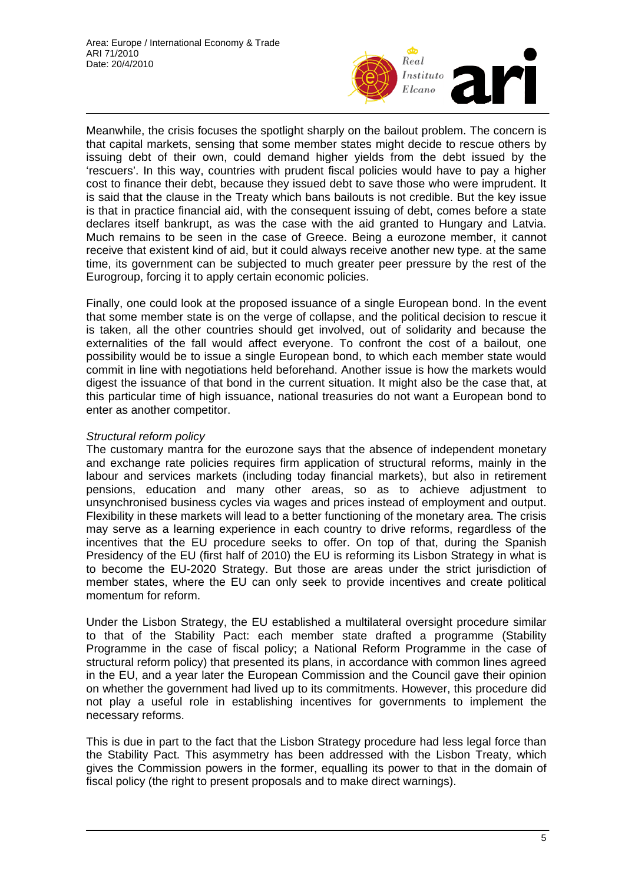Meanwhile, the crisis focuses the spotlight sharply on the bailout problem. The concern is that capital markets, sensing that some member states might decide to rescue others by issuing debt of their own, could demand higher yields from the debt issued by the 'rescuers'. In this way, countries with prudent fiscal policies would have to pay a higher cost to finance their debt, because they issued debt to save those who were imprudent. It is said that the clause in the Treaty which bans bailouts is not credible. But the key issue is that in practice financial aid, with the consequent issuing of debt, comes before a state declares itself bankrupt, as was the case with the aid granted to Hungary and Latvia. Much remains to be seen in the case of Greece. Being a eurozone member, it cannot receive that existent kind of aid, but it could always receive another new type. at the same time, its government can be subjected to much greater peer pressure by the rest of the Eurogroup, forcing it to apply certain economic policies.

Finally, one could look at the proposed issuance of a single European bond. In the event that some member state is on the verge of collapse, and the political decision to rescue it is taken, all the other countries should get involved, out of solidarity and because the externalities of the fall would affect everyone. To confront the cost of a bailout, one possibility would be to issue a single European bond, to which each member state would commit in line with negotiations held beforehand. Another issue is how the markets would digest the issuance of that bond in the current situation. It might also be the case that, at this particular time of high issuance, national treasuries do not want a European bond to enter as another competitor.

*Structural reform policy*

The customary mantra for the eurozone says that the absence of independent monetary and exchange rate policies requires firm application of structural reforms, mainly in the labour and services markets (including today financial markets), but also in retirement pensions, education and many other areas, so as to achieve adjustment to unsynchronised business cycles via wages and prices instead of employment and output. Flexibility in these markets will lead to a better functioning of the monetary area. The crisis may serve as a learning experience in each country to drive reforms, regardless of the incentives that the EU procedure seeks to offer. On top of that, during the Spanish Presidency of the EU (first half of 2010) the EU is reforming its Lisbon Strategy in what is to become the EU-2020 Strategy. But those are areas under the strict jurisdiction of member states, where the EU can only seek to provide incentives and create political momentum for reform.

Under the Lisbon Strategy, the EU established a multilateral oversight procedure similar to that of the Stability Pact: each member state drafted a programme (Stability Programme in the case of fiscal policy; a National Reform Programme in the case of structural reform policy) that presented its plans, in accordance with common lines agreed in the EU, and a year later the European Commission and the Council gave their opinion on whether the government had lived up to its commitments. However, this procedure did not play a useful role in establishing incentives for governments to implement the necessary reforms.

This is due in part to the fact that the Lisbon Strategy procedure had less legal force than the Stability Pact. This asymmetry has been addressed with the Lisbon Treaty, which gives the Commission powers in the former, equalling its power to that in the domain of fiscal policy (the right to present proposals and to make direct warnings).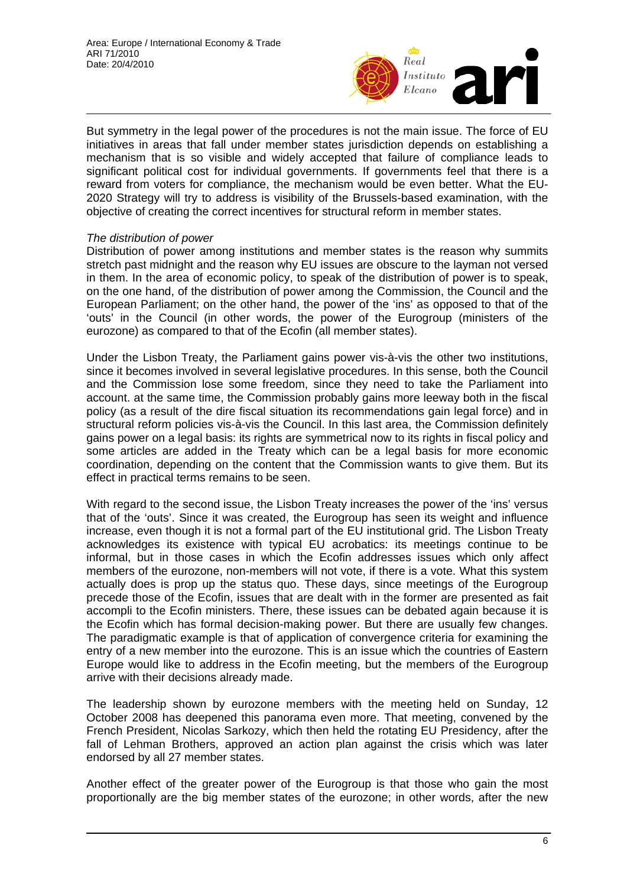But symmetry in the legal power of the procedures is not the main issue. The force of EU initiatives in areas that fall under member states jurisdiction depends on establishing a mechanism that is so visible and widely accepted that failure of compliance leads to significant political cost for individual governments. If governments feel that there is a reward from voters for compliance, the mechanism would be even better. What the EU-2020 Strategy will try to address is visibility of the Brussels-based examination, with the objective of creating the correct incentives for structural reform in member states.

*The distribution of power*

Distribution of power among institutions and member states is the reason why summits stretch past midnight and the reason why EU issues are obscure to the layman not versed in them. In the area of economic policy, to speak of the distribution of power is to speak, on the one hand, of the distribution of power among the Commission, the Council and the European Parliament; on the other hand, the power of the 'ins' as opposed to that of the 'outs' in the Council (in other words, the power of the Eurogroup (ministers of the eurozone) as compared to that of the Ecofin (all member states).

Under the Lisbon Treaty, the Parliament gains power vis-à-vis the other two institutions, since it becomes involved in several legislative procedures. In this sense, both the Council and the Commission lose some freedom, since they need to take the Parliament into account. at the same time, the Commission probably gains more leeway both in the fiscal policy (as a result of the dire fiscal situation its recommendations gain legal force) and in structural reform policies vis-à-vis the Council. In this last area, the Commission definitely gains power on a legal basis: its rights are symmetrical now to its rights in fiscal policy and some articles are added in the Treaty which can be a legal basis for more economic coordination, depending on the content that the Commission wants to give them. But its effect in practical terms remains to be seen.

With regard to the second issue, the Lisbon Treaty increases the power of the 'ins' versus that of the 'outs'. Since it was created, the Eurogroup has seen its weight and influence increase, even though it is not a formal part of the EU institutional grid. The Lisbon Treaty acknowledges its existence with typical EU acrobatics: its meetings continue to be informal, but in those cases in which the Ecofin addresses issues which only affect members of the eurozone, non-members will not vote, if there is a vote. What this system actually does is prop up the status quo. These days, since meetings of the Eurogroup precede those of the Ecofin, issues that are dealt with in the former are presented as fait accompli to the Ecofin ministers. There, these issues can be debated again because it is the Ecofin which has formal decision-making power. But there are usually few changes. The paradigmatic example is that of application of convergence criteria for examining the entry of a new member into the eurozone. This is an issue which the countries of Eastern Europe would like to address in the Ecofin meeting, but the members of the Eurogroup arrive with their decisions already made.

The leadership shown by eurozone members with the meeting held on Sunday, 12 October 2008 has deepened this panorama even more. That meeting, convened by the French President, Nicolas Sarkozy, which then held the rotating EU Presidency, after the fall of Lehman Brothers, approved an action plan against the crisis which was later endorsed by all 27 member states.

Another effect of the greater power of the Eurogroup is that those who gain the most proportionally are the big member states of the eurozone; in other words, after the new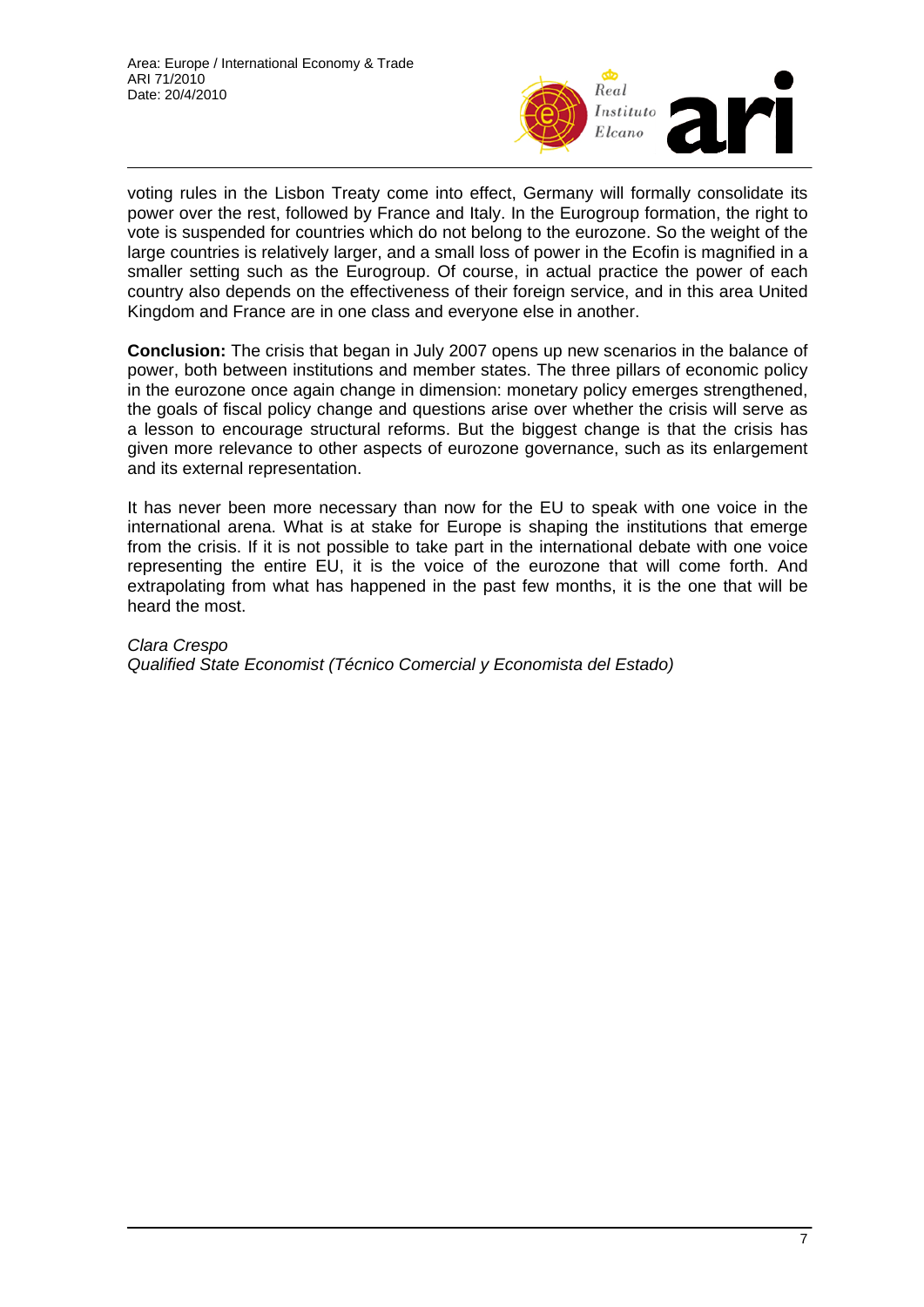voting rules in the Lisbon Treaty come into effect, Germany will formally consolidate its power over the rest, followed by France and Italy. In the Eurogroup formation, the right to vote is suspended for countries which do not belong to the eurozone. So the weight of the large countries is relatively larger, and a small loss of power in the Ecofin is magnified in a smaller setting such as the Eurogroup. Of course, in actual practice the power of each country also depends on the effectiveness of their foreign service, and in this area United Kingdom and France are in one class and everyone else in another.

**Conclusion:** The crisis that began in July 2007 opens up new scenarios in the balance of power, both between institutions and member states. The three pillars of economic policy in the eurozone once again change in dimension: monetary policy emerges strengthened, the goals of fiscal policy change and questions arise over whether the crisis will serve as a lesson to encourage structural reforms. But the biggest change is that the crisis has given more relevance to other aspects of eurozone governance, such as its enlargement and its external representation.

It has never been more necessary than now for the EU to speak with one voice in the international arena. What is at stake for Europe is shaping the institutions that emerge from the crisis. If it is not possible to take part in the international debate with one voice representing the entire EU, it is the voice of the eurozone that will come forth. And extrapolating from what has happened in the past few months, it is the one that will be heard the most.

*Clara Crespo*
*Qualified State Economist (Técnico Comercial y Economista del Estado)*